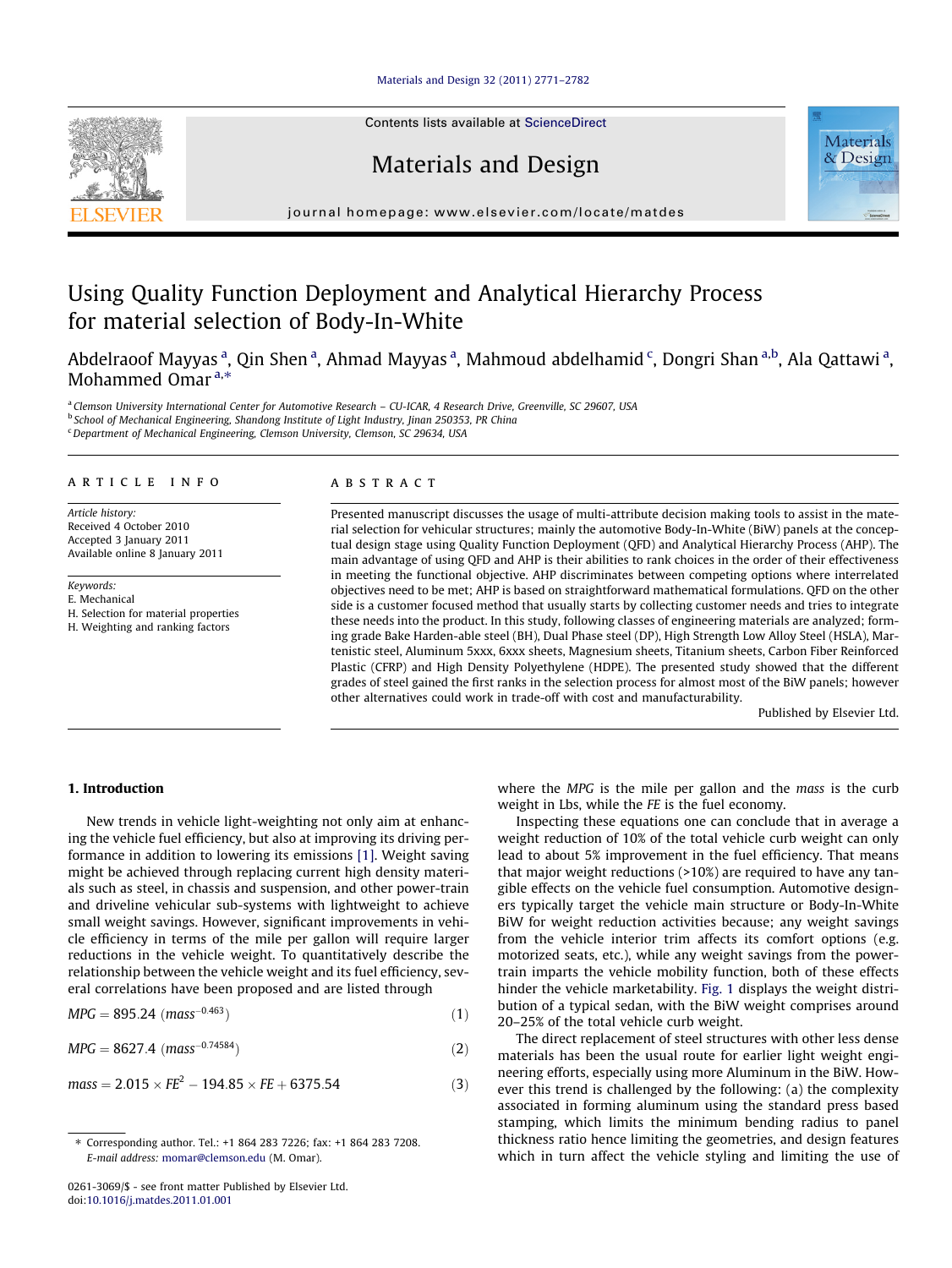# Using Quality Function Deployment and Analytical Hierarchy Process for material selection of Body-In-White

Abdelraoof Mayyas [a], Qin Shen [a], Ahmad Mayyas [a], Mahmoud abdelhamid [c], Dongri Shan [a,b], Ala Qattawi [a], Mohammed Omar [a,*]

[a] Clemson University International Center for Automotive Research – CU-ICAR, 4 Research Drive, Greenville, SC 29607, USA
[b] School of Mechanical Engineering, Shandong Institute of Light Industry, Jinan 250353, PR China
[c] Department of Mechanical Engineering, Clemson University, Clemson, SC 29634, USA

## ARTICLE INFO

*Article history:*
Received 4 October 2010
Accepted 3 January 2011
Available online 8 January 2011

*Keywords:*
E. Mechanical
H. Selection for material properties
H. Weighting and ranking factors

## ABSTRACT

Presented manuscript discusses the usage of multi-attribute decision making tools to assist in the material selection for vehicular structures; mainly the automotive Body-In-White (BiW) panels at the conceptual design stage using Quality Function Deployment (QFD) and Analytical Hierarchy Process (AHP). The main advantage of using QFD and AHP is their abilities to rank choices in the order of their effectiveness in meeting the functional objective. AHP discriminates between competing options where interrelated objectives need to be met; AHP is based on straightforward mathematical formulations. QFD on the other side is a customer focused method that usually starts by collecting customer needs and tries to integrate these needs into the product. In this study, following classes of engineering materials are analyzed; forming grade Bake Harden-able steel (BH), Dual Phase steel (DP), High Strength Low Alloy Steel (HSLA), Martenistic steel, Aluminum 5xxx, 6xxx sheets, Magnesium sheets, Titanium sheets, Carbon Fiber Reinforced Plastic (CFRP) and High Density Polyethylene (HDPE). The presented study showed that the different grades of steel gained the first ranks in the selection process for almost most of the BiW panels; however other alternatives could work in trade-off with cost and manufacturability.

Published by Elsevier Ltd.

## 1. Introduction

New trends in vehicle light-weighting not only aim at enhancing the vehicle fuel efficiency, but also at improving its driving performance in addition to lowering its emissions [1]. Weight saving might be achieved through replacing current high density materials such as steel, in chassis and suspension, and other power-train and driveline vehicular sub-systems with lightweight to achieve small weight savings. However, significant improvements in vehicle efficiency in terms of the mile per gallon will require larger reductions in the vehicle weight. To quantitatively describe the relationship between the vehicle weight and its fuel efficiency, several correlations have been proposed and are listed through

$$MPG = 895.24\ (mass^{-0.463}) \tag{1}$$

$$MPG = 8627.4\ (mass^{-0.74584}) \tag{2}$$

$$mass = 2.015 \times FE^2 - 194.85 \times FE + 6375.54 \tag{3}$$

where the *MPG* is the mile per gallon and the *mass* is the curb weight in Lbs, while the *FE* is the fuel economy.

Inspecting these equations one can conclude that in average a weight reduction of 10% of the total vehicle curb weight can only lead to about 5% improvement in the fuel efficiency. That means that major weight reductions (>10%) are required to have any tangible effects on the vehicle fuel consumption. Automotive designers typically target the vehicle main structure or Body-In-White BiW for weight reduction activities because; any weight savings from the vehicle interior trim affects its comfort options (e.g. motorized seats, etc.), while any weight savings from the power-train imparts the vehicle mobility function, both of these effects hinder the vehicle marketability. Fig. 1 displays the weight distribution of a typical sedan, with the BiW weight comprises around 20–25% of the total vehicle curb weight.

The direct replacement of steel structures with other less dense materials has been the usual route for earlier light weight engineering efforts, especially using more Aluminum in the BiW. However this trend is challenged by the following: (a) the complexity associated in forming aluminum using the standard press based stamping, which limits the minimum bending radius to panel thickness ratio hence limiting the geometries, and design features which in turn affect the vehicle styling and limiting the use of

* Corresponding author. Tel.: +1 864 283 7226; fax: +1 864 283 7208.
*E-mail address:* momar@clemson.edu (M. Omar).

0261-3069/$ - see front matter Published by Elsevier Ltd.
doi:10.1016/j.matdes.2011.01.001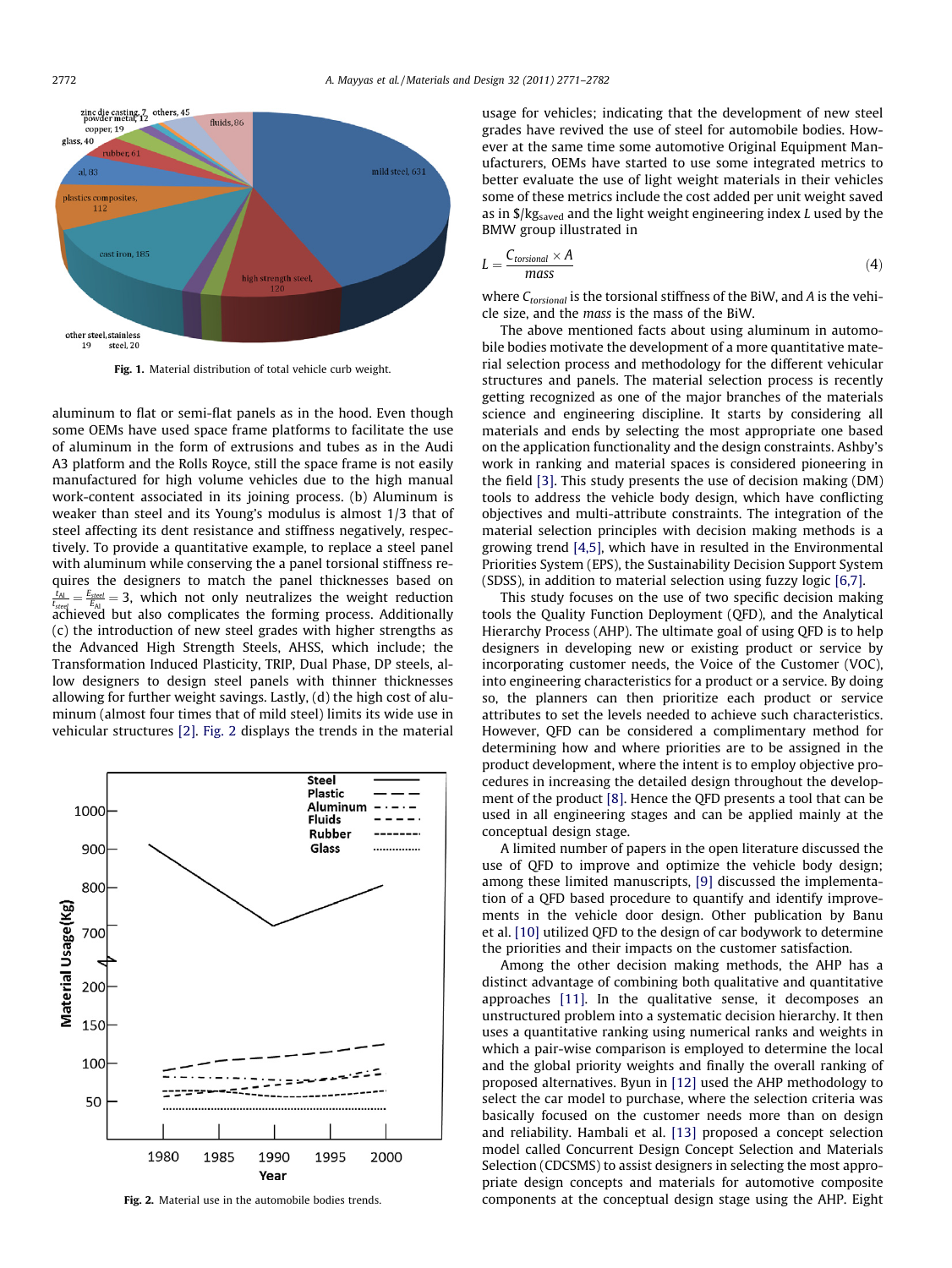zinc die casting, 7
powder metal, 12
others, 45
fluids, 86
copper, 19
glass, 40
rubber, 61
al, 83
mild steel, 631
plastics composites, 112
cast iron, 185
high strength steel, 120
other steel, 19
stainless steel, 20

Fig. 1. Material distribution of total vehicle curb weight.

aluminum to flat or semi-flat panels as in the hood. Even though some OEMs have used space frame platforms to facilitate the use of aluminum in the form of extrusions and tubes as in the Audi A3 platform and the Rolls Royce, still the space frame is not easily manufactured for high volume vehicles due to the high manual work-content associated in its joining process. (b) Aluminum is weaker than steel and its Young's modulus is almost 1/3 that of steel affecting its dent resistance and stiffness negatively, respectively. To provide a quantitative example, to replace a steel panel with aluminum while conserving the a panel torsional stiffness requires the designers to match the panel thicknesses based on $\frac{t_{Al}}{t_{steel}} = \frac{E_{steel}}{E_{Al}} = 3$, which not only neutralizes the weight reduction achieved but also complicates the forming process. Additionally (c) the introduction of new steel grades with higher strengths as the Advanced High Strength Steels, AHSS, which include; the Transformation Induced Plasticity, TRIP, Dual Phase, DP steels, allow designers to design steel panels with thinner thicknesses allowing for further weight savings. Lastly, (d) the high cost of aluminum (almost four times that of mild steel) limits its wide use in vehicular structures [2]. Fig. 2 displays the trends in the material usage for vehicles; indicating that the development of new steel grades have revived the use of steel for automobile bodies. However at the same time some automotive Original Equipment Manufacturers, OEMs have started to use some integrated metrics to better evaluate the use of light weight materials in their vehicles some of these metrics include the cost added per unit weight saved as in $\$/kg_{saved}$ and the light weight engineering index $L$ used by the BMW group illustrated in

$$L = \frac{C_{torsional} \times A}{mass} \tag{4}$$

where $C_{torsional}$ is the torsional stiffness of the BiW, and $A$ is the vehicle size, and the *mass* is the mass of the BiW.

The above mentioned facts about using aluminum in automobile bodies motivate the development of a more quantitative material selection process and methodology for the different vehicular structures and panels. The material selection process is recently getting recognized as one of the major branches of the materials science and engineering discipline. It starts by considering all materials and ends by selecting the most appropriate one based on the application functionality and the design constraints. Ashby's work in ranking and material spaces is considered pioneering in the field [3]. This study presents the use of decision making (DM) tools to address the vehicle body design, which have conflicting objectives and multi-attribute constraints. The integration of the material selection principles with decision making methods is a growing trend [4,5], which have in resulted in the Environmental Priorities System (EPS), the Sustainability Decision Support System (SDSS), in addition to material selection using fuzzy logic [6,7].

This study focuses on the use of two specific decision making tools the Quality Function Deployment (QFD), and the Analytical Hierarchy Process (AHP). The ultimate goal of using QFD is to help designers in developing new or existing product or service by incorporating customer needs, the Voice of the Customer (VOC), into engineering characteristics for a product or a service. By doing so, the planners can then prioritize each product or service attributes to set the levels needed to achieve such characteristics. However, QFD can be considered a complimentary method for determining how and where priorities are to be assigned in the product development, where the intent is to employ objective procedures in increasing the detailed design throughout the development of the product [8]. Hence the QFD presents a tool that can be used in all engineering stages and can be applied mainly at the conceptual design stage.

A limited number of papers in the open literature discussed the use of QFD to improve and optimize the vehicle body design; among these limited manuscripts, [9] discussed the implementation of a QFD based procedure to quantify and identify improvements in the vehicle door design. Other publication by Banu et al. [10] utilized QFD to the design of car bodywork to determine the priorities and their impacts on the customer satisfaction.

Among the other decision making methods, the AHP has a distinct advantage of combining both qualitative and quantitative approaches [11]. In the qualitative sense, it decomposes an unstructured problem into a systematic decision hierarchy. It then uses a quantitative ranking using numerical ranks and weights in which a pair-wise comparison is employed to determine the local and the global priority weights and finally the overall ranking of proposed alternatives. Byun in [12] used the AHP methodology to select the car model to purchase, where the selection criteria was basically focused on the customer needs more than on design and reliability. Hambali et al. [13] proposed a concept selection model called Concurrent Design Concept Selection and Materials Selection (CDCSMS) to assist designers in selecting the most appropriate design concepts and materials for automotive composite components at the conceptual design stage using the AHP. Eight

Steel
Plastic
Aluminum
Fluids
Rubber
Glass
Material Usage(Kg)
1000
900
800
700
200
150
100
50
1980
1985
1990
1995
2000
Year

Fig. 2. Material use in the automobile bodies trends.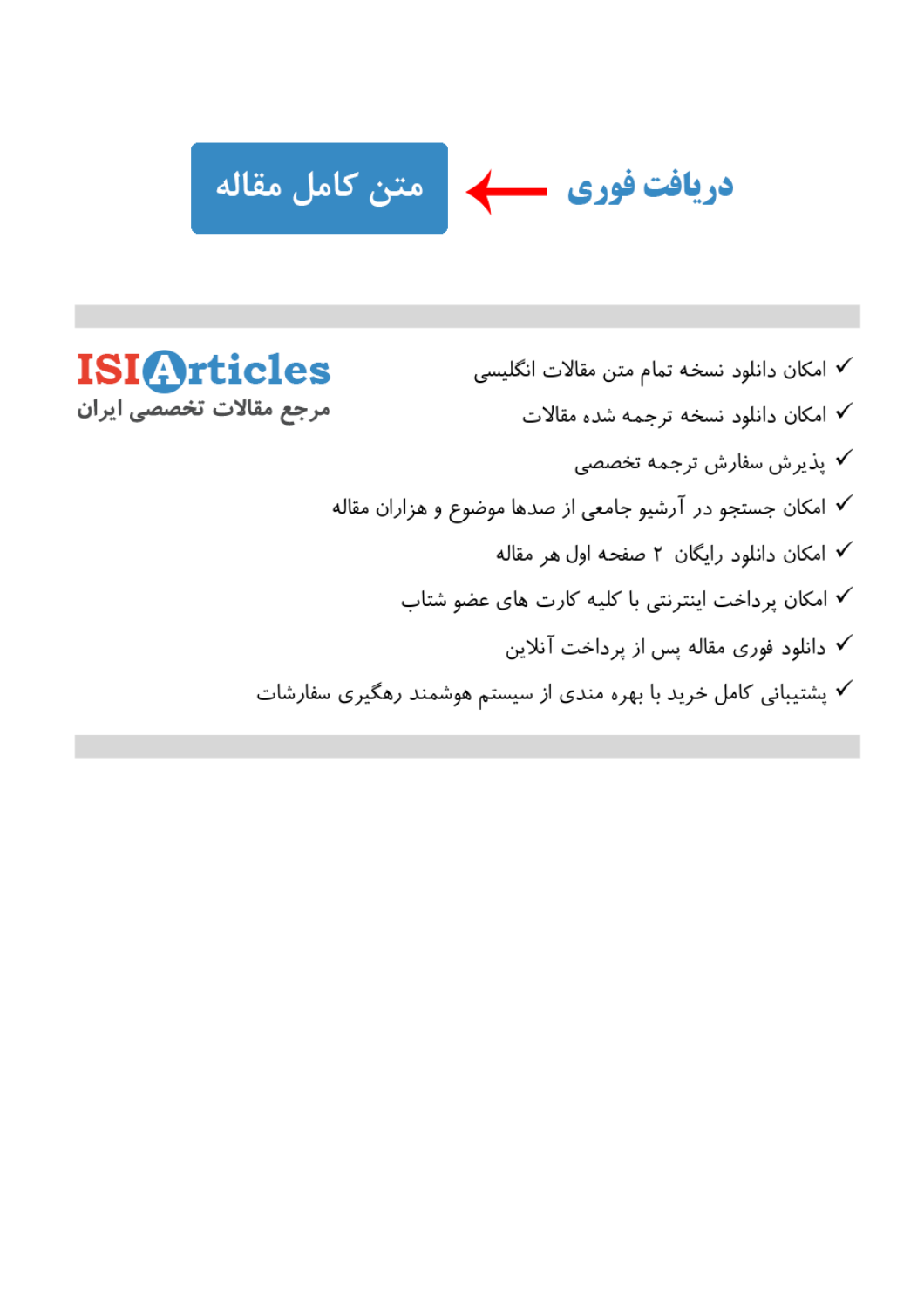دریافت فوری ← متن کامل مقاله

**ISIArticles**
مرجع مقالات تخصصی ایران

- ✓ امکان دانلود نسخه تمام متن مقالات انگلیسی
- ✓ امکان دانلود نسخه ترجمه شده مقالات
- ✓ پذیرش سفارش ترجمه تخصصی
- ✓ امکان جستجو در آرشیو جامعی از صدها موضوع و هزاران مقاله
- ✓ امکان دانلود رایگان ۲ صفحه اول هر مقاله
- ✓ امکان پرداخت اینترنتی با کلیه کارت های عضو شتاب
- ✓ دانلود فوری مقاله پس از پرداخت آنلاین
- ✓ پشتیبانی کامل خرید با بهره مندی از سیستم هوشمند رهگیری سفارشات